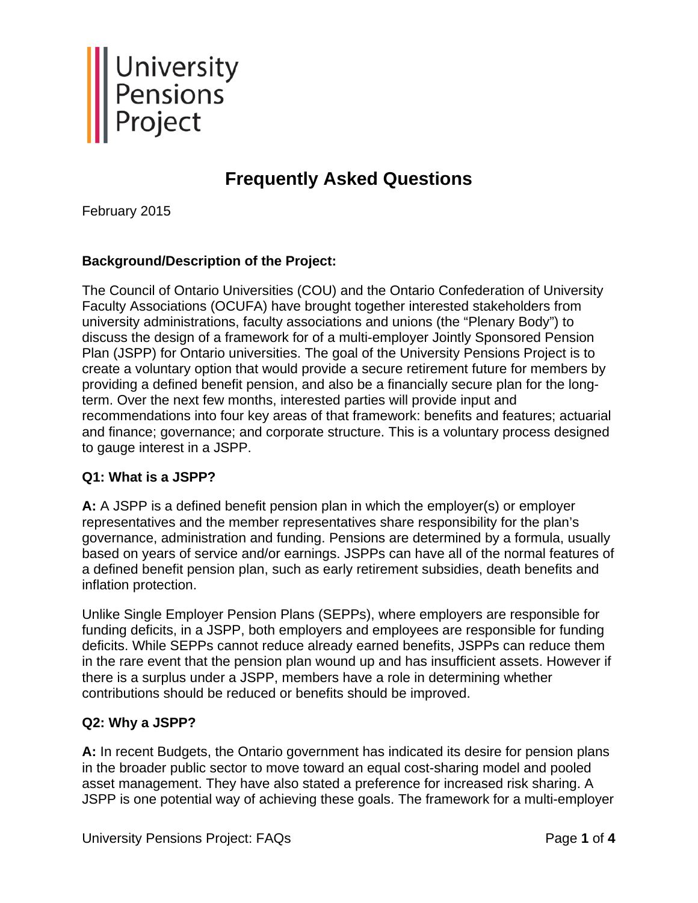University Pensions Project

# Frequently Asked Questions

February 2015

**Background/Description of the Project:**

The Council of Ontario Universities (COU) and the Ontario Confederation of University Faculty Associations (OCUFA) have brought together interested stakeholders from university administrations, faculty associations and unions (the "Plenary Body") to discuss the design of a framework for of a multi-employer Jointly Sponsored Pension Plan (JSPP) for Ontario universities. The goal of the University Pensions Project is to create a voluntary option that would provide a secure retirement future for members by providing a defined benefit pension, and also be a financially secure plan for the long-term. Over the next few months, interested parties will provide input and recommendations into four key areas of that framework: benefits and features; actuarial and finance; governance; and corporate structure. This is a voluntary process designed to gauge interest in a JSPP.

**Q1: What is a JSPP?**

**A:** A JSPP is a defined benefit pension plan in which the employer(s) or employer representatives and the member representatives share responsibility for the plan's governance, administration and funding. Pensions are determined by a formula, usually based on years of service and/or earnings. JSPPs can have all of the normal features of a defined benefit pension plan, such as early retirement subsidies, death benefits and inflation protection.

Unlike Single Employer Pension Plans (SEPPs), where employers are responsible for funding deficits, in a JSPP, both employers and employees are responsible for funding deficits. While SEPPs cannot reduce already earned benefits, JSPPs can reduce them in the rare event that the pension plan wound up and has insufficient assets. However if there is a surplus under a JSPP, members have a role in determining whether contributions should be reduced or benefits should be improved.

**Q2: Why a JSPP?**

**A:** In recent Budgets, the Ontario government has indicated its desire for pension plans in the broader public sector to move toward an equal cost-sharing model and pooled asset management. They have also stated a preference for increased risk sharing. A JSPP is one potential way of achieving these goals. The framework for a multi-employer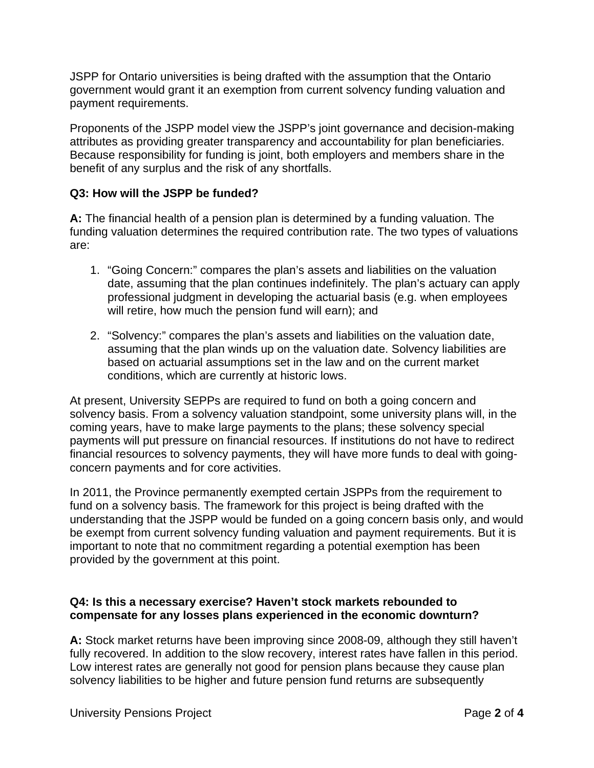JSPP for Ontario universities is being drafted with the assumption that the Ontario government would grant it an exemption from current solvency funding valuation and payment requirements.

Proponents of the JSPP model view the JSPP's joint governance and decision-making attributes as providing greater transparency and accountability for plan beneficiaries. Because responsibility for funding is joint, both employers and members share in the benefit of any surplus and the risk of any shortfalls.

**Q3: How will the JSPP be funded?**

**A:** The financial health of a pension plan is determined by a funding valuation. The funding valuation determines the required contribution rate. The two types of valuations are:

1. "Going Concern:" compares the plan's assets and liabilities on the valuation date, assuming that the plan continues indefinitely. The plan's actuary can apply professional judgment in developing the actuarial basis (e.g. when employees will retire, how much the pension fund will earn); and
2. "Solvency:" compares the plan's assets and liabilities on the valuation date, assuming that the plan winds up on the valuation date. Solvency liabilities are based on actuarial assumptions set in the law and on the current market conditions, which are currently at historic lows.

At present, University SEPPs are required to fund on both a going concern and solvency basis. From a solvency valuation standpoint, some university plans will, in the coming years, have to make large payments to the plans; these solvency special payments will put pressure on financial resources. If institutions do not have to redirect financial resources to solvency payments, they will have more funds to deal with going-concern payments and for core activities.

In 2011, the Province permanently exempted certain JSPPs from the requirement to fund on a solvency basis. The framework for this project is being drafted with the understanding that the JSPP would be funded on a going concern basis only, and would be exempt from current solvency funding valuation and payment requirements. But it is important to note that no commitment regarding a potential exemption has been provided by the government at this point.

**Q4: Is this a necessary exercise? Haven't stock markets rebounded to compensate for any losses plans experienced in the economic downturn?**

**A:** Stock market returns have been improving since 2008-09, although they still haven't fully recovered. In addition to the slow recovery, interest rates have fallen in this period. Low interest rates are generally not good for pension plans because they cause plan solvency liabilities to be higher and future pension fund returns are subsequently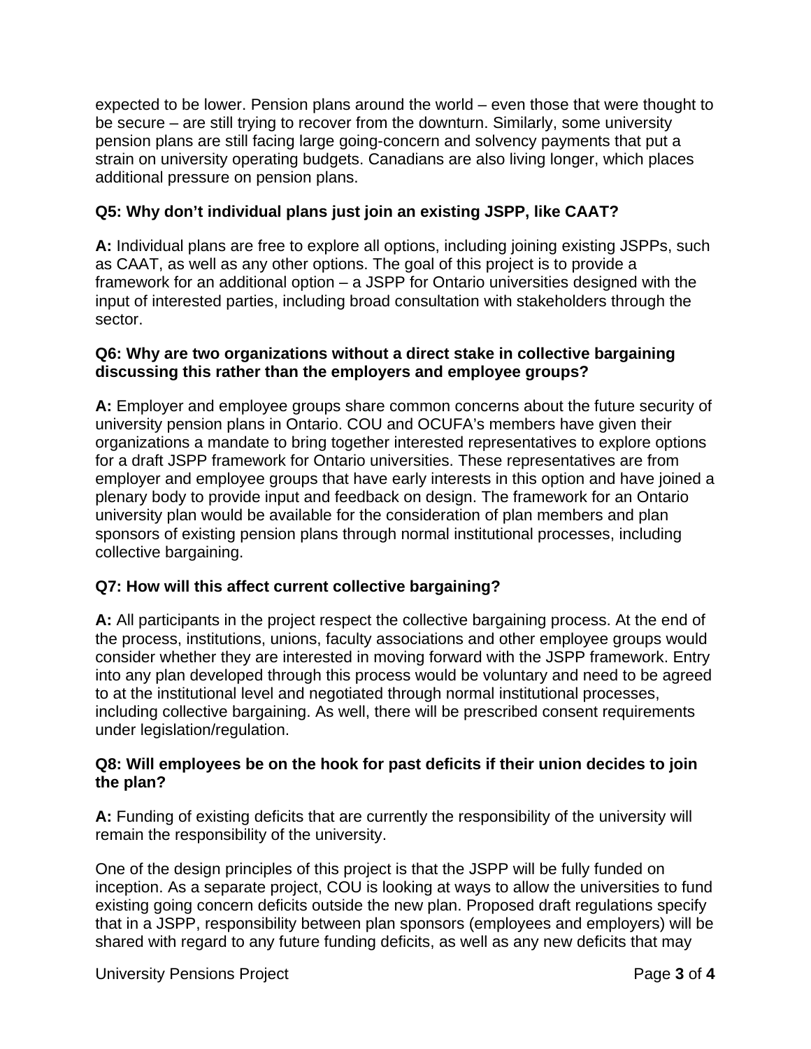expected to be lower. Pension plans around the world – even those that were thought to be secure – are still trying to recover from the downturn. Similarly, some university pension plans are still facing large going-concern and solvency payments that put a strain on university operating budgets. Canadians are also living longer, which places additional pressure on pension plans.

**Q5: Why don't individual plans just join an existing JSPP, like CAAT?**

**A:** Individual plans are free to explore all options, including joining existing JSPPs, such as CAAT, as well as any other options. The goal of this project is to provide a framework for an additional option – a JSPP for Ontario universities designed with the input of interested parties, including broad consultation with stakeholders through the sector.

**Q6: Why are two organizations without a direct stake in collective bargaining discussing this rather than the employers and employee groups?**

**A:** Employer and employee groups share common concerns about the future security of university pension plans in Ontario. COU and OCUFA's members have given their organizations a mandate to bring together interested representatives to explore options for a draft JSPP framework for Ontario universities. These representatives are from employer and employee groups that have early interests in this option and have joined a plenary body to provide input and feedback on design. The framework for an Ontario university plan would be available for the consideration of plan members and plan sponsors of existing pension plans through normal institutional processes, including collective bargaining.

**Q7: How will this affect current collective bargaining?**

**A:** All participants in the project respect the collective bargaining process. At the end of the process, institutions, unions, faculty associations and other employee groups would consider whether they are interested in moving forward with the JSPP framework. Entry into any plan developed through this process would be voluntary and need to be agreed to at the institutional level and negotiated through normal institutional processes, including collective bargaining. As well, there will be prescribed consent requirements under legislation/regulation.

**Q8: Will employees be on the hook for past deficits if their union decides to join the plan?**

**A:** Funding of existing deficits that are currently the responsibility of the university will remain the responsibility of the university.

One of the design principles of this project is that the JSPP will be fully funded on inception. As a separate project, COU is looking at ways to allow the universities to fund existing going concern deficits outside the new plan. Proposed draft regulations specify that in a JSPP, responsibility between plan sponsors (employees and employers) will be shared with regard to any future funding deficits, as well as any new deficits that may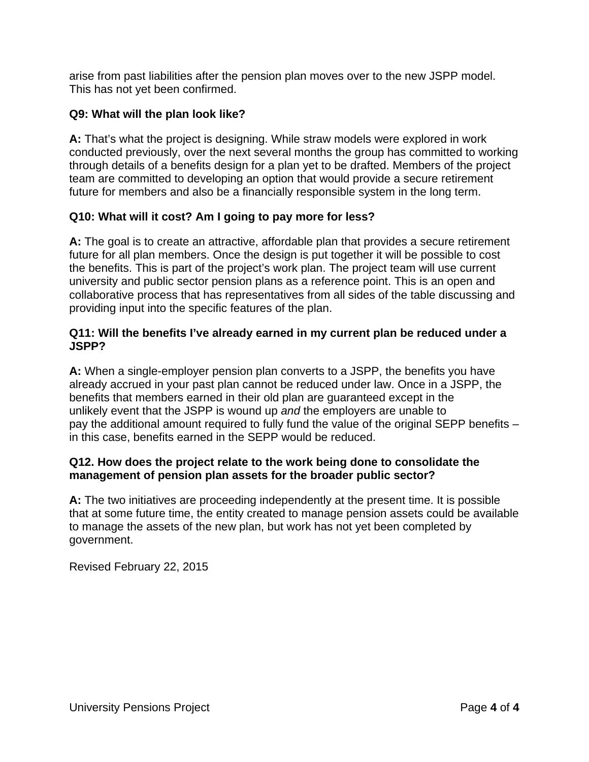arise from past liabilities after the pension plan moves over to the new JSPP model. This has not yet been confirmed.

**Q9: What will the plan look like?**

**A:** That's what the project is designing. While straw models were explored in work conducted previously, over the next several months the group has committed to working through details of a benefits design for a plan yet to be drafted. Members of the project team are committed to developing an option that would provide a secure retirement future for members and also be a financially responsible system in the long term.

**Q10: What will it cost? Am I going to pay more for less?**

**A:** The goal is to create an attractive, affordable plan that provides a secure retirement future for all plan members. Once the design is put together it will be possible to cost the benefits. This is part of the project's work plan. The project team will use current university and public sector pension plans as a reference point. This is an open and collaborative process that has representatives from all sides of the table discussing and providing input into the specific features of the plan.

**Q11: Will the benefits I've already earned in my current plan be reduced under a JSPP?**

**A:** When a single-employer pension plan converts to a JSPP, the benefits you have already accrued in your past plan cannot be reduced under law. Once in a JSPP, the benefits that members earned in their old plan are guaranteed except in the unlikely event that the JSPP is wound up *and* the employers are unable to pay the additional amount required to fully fund the value of the original SEPP benefits – in this case, benefits earned in the SEPP would be reduced.

**Q12. How does the project relate to the work being done to consolidate the management of pension plan assets for the broader public sector?**

**A:** The two initiatives are proceeding independently at the present time. It is possible that at some future time, the entity created to manage pension assets could be available to manage the assets of the new plan, but work has not yet been completed by government.

Revised February 22, 2015